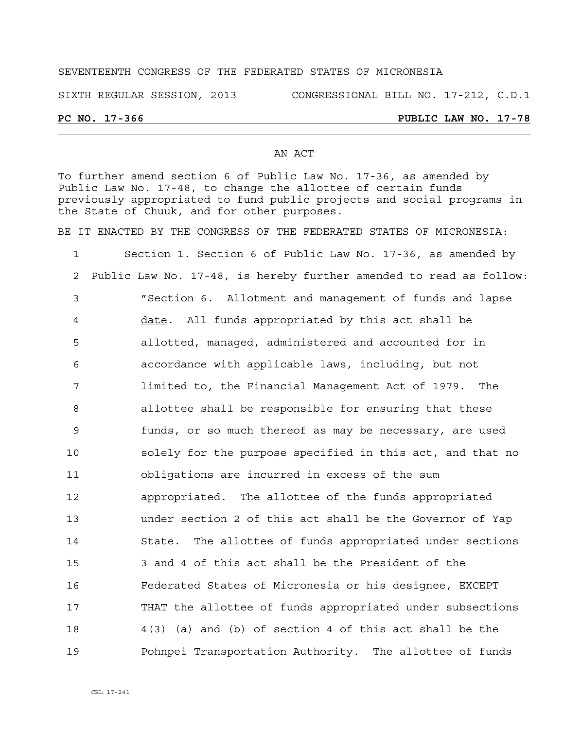SEVENTEENTH CONGRESS OF THE FEDERATED STATES OF MICRONESIA

SIXTH REGULAR SESSION, 2013 CONGRESSIONAL BILL NO. 17-212, C.D.1

**PC NO. 17-366 PUBLIC LAW NO. 17-78**

AN ACT

To further amend section 6 of Public Law No. 17-36, as amended by Public Law No. 17-48, to change the allottee of certain funds previously appropriated to fund public projects and social programs in the State of Chuuk, and for other purposes.

BE IT ENACTED BY THE CONGRESS OF THE FEDERATED STATES OF MICRONESIA:

1 Section 1. Section 6 of Public Law No. 17-36, as amended by
2 Public Law No. 17-48, is hereby further amended to read as follow:
3 "Section 6. Allotment and management of funds and lapse
4 date. All funds appropriated by this act shall be
5 allotted, managed, administered and accounted for in
6 accordance with applicable laws, including, but not
7 limited to, the Financial Management Act of 1979. The
8 allottee shall be responsible for ensuring that these
9 funds, or so much thereof as may be necessary, are used
10 solely for the purpose specified in this act, and that no
11 obligations are incurred in excess of the sum
12 appropriated. The allottee of the funds appropriated
13 under section 2 of this act shall be the Governor of Yap
14 State. The allottee of funds appropriated under sections
15 3 and 4 of this act shall be the President of the
16 Federated States of Micronesia or his designee, EXCEPT
17 THAT the allottee of funds appropriated under subsections
18 4(3) (a) and (b) of section 4 of this act shall be the
19 Pohnpei Transportation Authority. The allottee of funds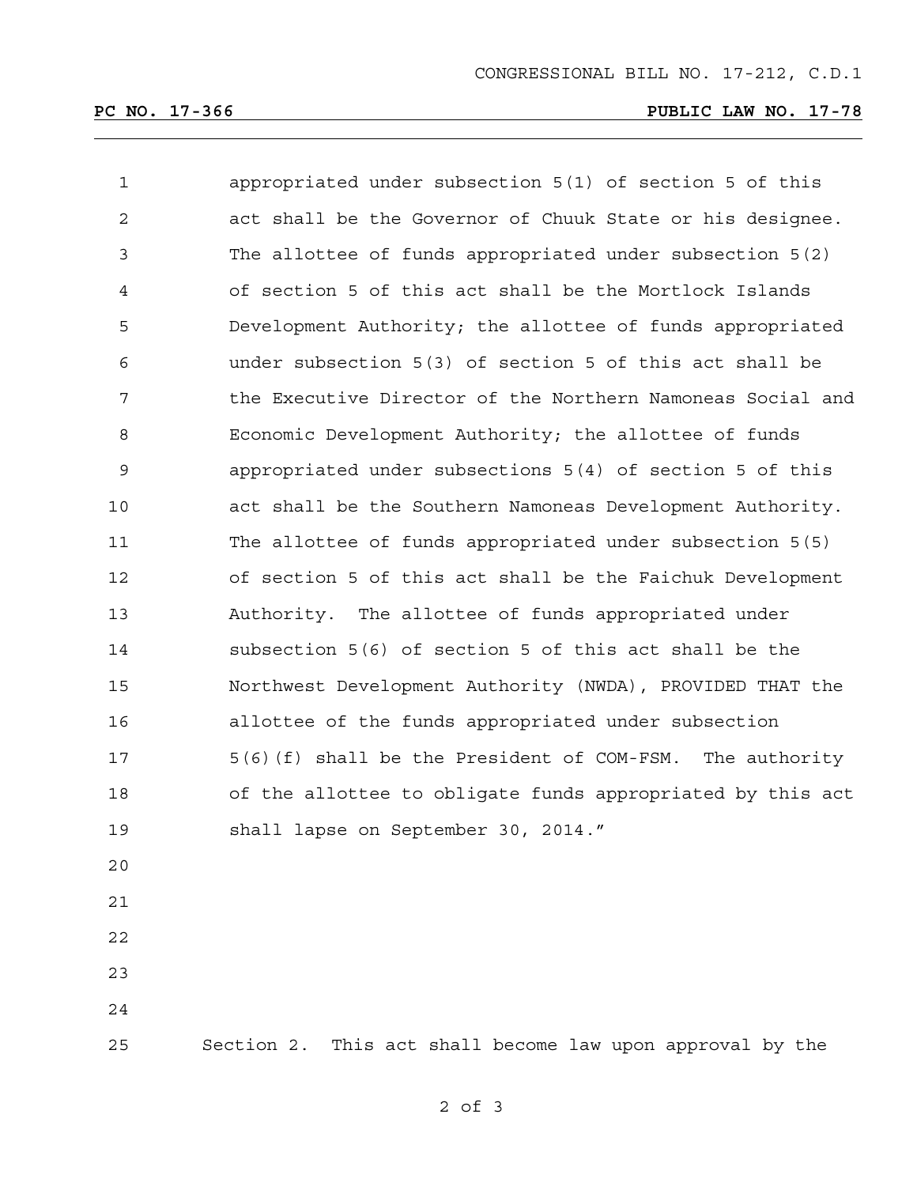CONGRESSIONAL BILL NO. 17-212, C.D.1

**PC NO. 17-366** **PUBLIC LAW NO. 17-78**

appropriated under subsection 5(1) of section 5 of this act shall be the Governor of Chuuk State or his designee. The allottee of funds appropriated under subsection 5(2) of section 5 of this act shall be the Mortlock Islands Development Authority; the allottee of funds appropriated under subsection 5(3) of section 5 of this act shall be the Executive Director of the Northern Namoneas Social and Economic Development Authority; the allottee of funds appropriated under subsections 5(4) of section 5 of this act shall be the Southern Namoneas Development Authority. The allottee of funds appropriated under subsection 5(5) of section 5 of this act shall be the Faichuk Development Authority. The allottee of funds appropriated under subsection 5(6) of section 5 of this act shall be the Northwest Development Authority (NWDA), PROVIDED THAT the allottee of the funds appropriated under subsection 5(6)(f) shall be the President of COM-FSM. The authority of the allottee to obligate funds appropriated by this act shall lapse on September 30, 2014."

Section 2. This act shall become law upon approval by the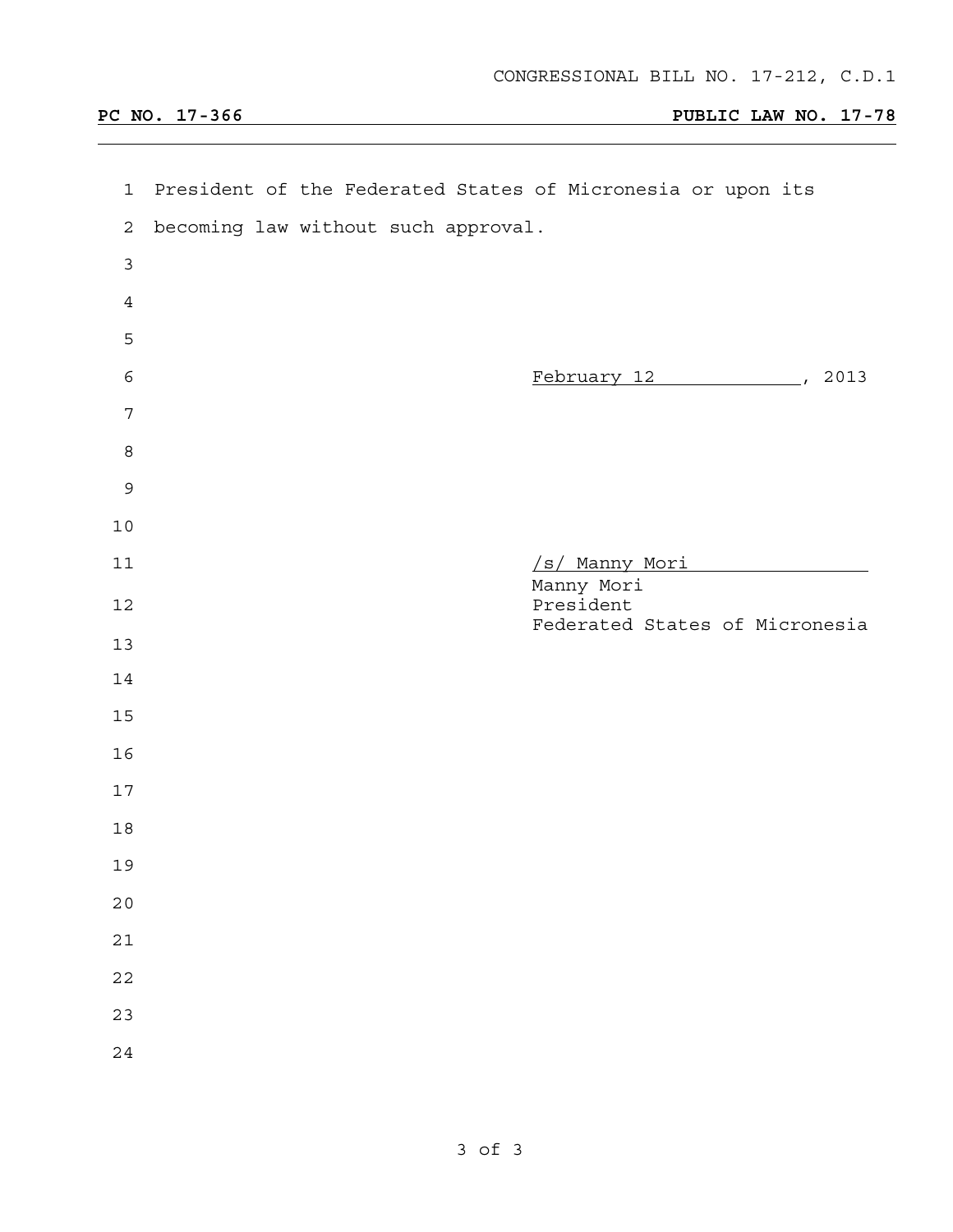President of the Federated States of Micronesia or upon its becoming law without such approval.

February 12, 2013

/s/ Manny Mori

Manny Mori
President
Federated States of Micronesia